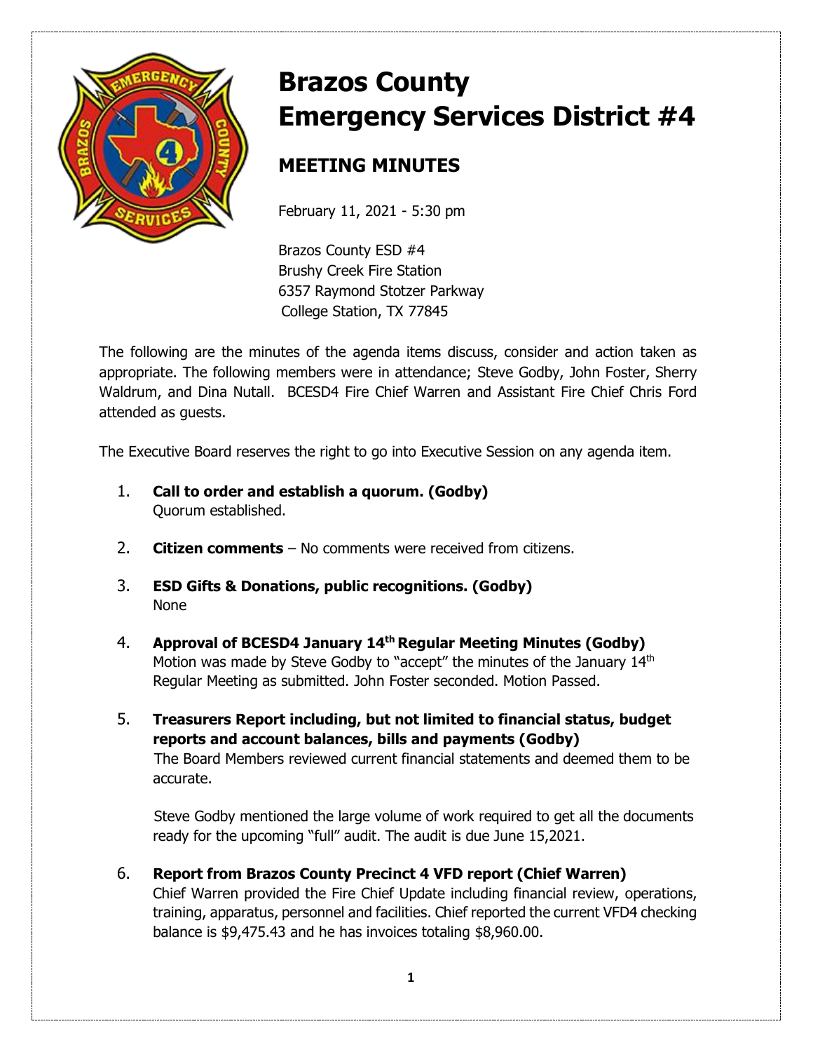# Brazos County Emergency Services District #4

## MEETING MINUTES

February 11, 2021 - 5:30 pm

Brazos County ESD #4
Brushy Creek Fire Station
6357 Raymond Stotzer Parkway
College Station, TX 77845

The following are the minutes of the agenda items discuss, consider and action taken as appropriate. The following members were in attendance; Steve Godby, John Foster, Sherry Waldrum, and Dina Nutall. BCESD4 Fire Chief Warren and Assistant Fire Chief Chris Ford attended as guests.

The Executive Board reserves the right to go into Executive Session on any agenda item.

1. **Call to order and establish a quorum. (Godby)**
   Quorum established.

2. **Citizen comments** – No comments were received from citizens.

3. **ESD Gifts & Donations, public recognitions. (Godby)**
   None

4. **Approval of BCESD4 January 14th Regular Meeting Minutes (Godby)**
   Motion was made by Steve Godby to "accept" the minutes of the January 14th Regular Meeting as submitted. John Foster seconded. Motion Passed.

5. **Treasurers Report including, but not limited to financial status, budget reports and account balances, bills and payments (Godby)**
   The Board Members reviewed current financial statements and deemed them to be accurate.

   Steve Godby mentioned the large volume of work required to get all the documents ready for the upcoming "full" audit. The audit is due June 15,2021.

6. **Report from Brazos County Precinct 4 VFD report (Chief Warren)**
   Chief Warren provided the Fire Chief Update including financial review, operations, training, apparatus, personnel and facilities. Chief reported the current VFD4 checking balance is $9,475.43 and he has invoices totaling $8,960.00.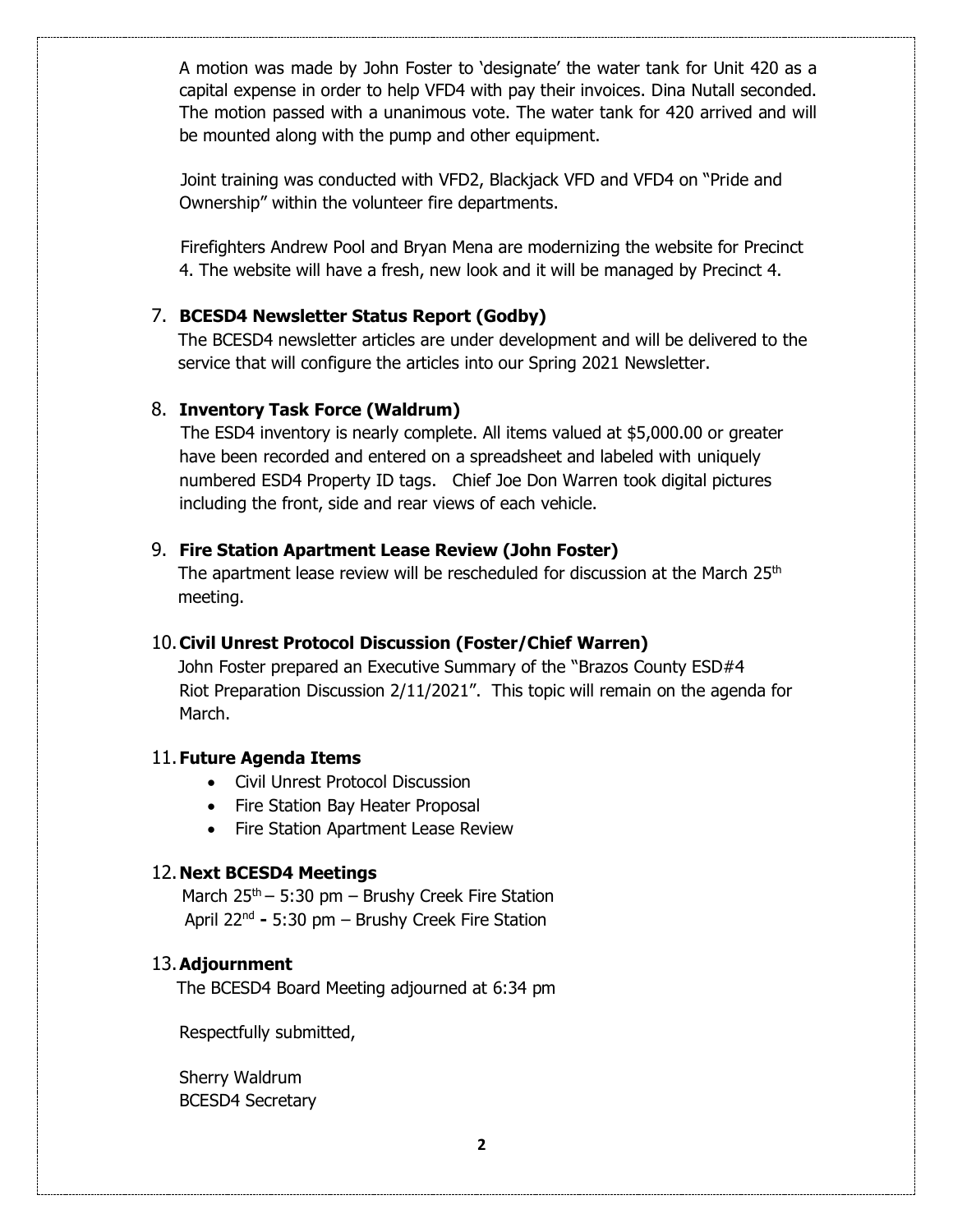A motion was made by John Foster to 'designate' the water tank for Unit 420 as a capital expense in order to help VFD4 with pay their invoices. Dina Nutall seconded. The motion passed with a unanimous vote. The water tank for 420 arrived and will be mounted along with the pump and other equipment.

Joint training was conducted with VFD2, Blackjack VFD and VFD4 on "Pride and Ownership" within the volunteer fire departments.

Firefighters Andrew Pool and Bryan Mena are modernizing the website for Precinct 4. The website will have a fresh, new look and it will be managed by Precinct 4.

7. **BCESD4 Newsletter Status Report (Godby)**

   The BCESD4 newsletter articles are under development and will be delivered to the service that will configure the articles into our Spring 2021 Newsletter.

8. **Inventory Task Force (Waldrum)**

   The ESD4 inventory is nearly complete. All items valued at $5,000.00 or greater have been recorded and entered on a spreadsheet and labeled with uniquely numbered ESD4 Property ID tags. Chief Joe Don Warren took digital pictures including the front, side and rear views of each vehicle.

9. **Fire Station Apartment Lease Review (John Foster)**

   The apartment lease review will be rescheduled for discussion at the March 25th meeting.

10. **Civil Unrest Protocol Discussion (Foster/Chief Warren)**

    John Foster prepared an Executive Summary of the "Brazos County ESD#4 Riot Preparation Discussion 2/11/2021". This topic will remain on the agenda for March.

11. **Future Agenda Items**
    - Civil Unrest Protocol Discussion
    - Fire Station Bay Heater Proposal
    - Fire Station Apartment Lease Review

12. **Next BCESD4 Meetings**

    March 25th – 5:30 pm – Brushy Creek Fire Station
    April 22nd - 5:30 pm – Brushy Creek Fire Station

13. **Adjournment**

    The BCESD4 Board Meeting adjourned at 6:34 pm

Respectfully submitted,

Sherry Waldrum
BCESD4 Secretary